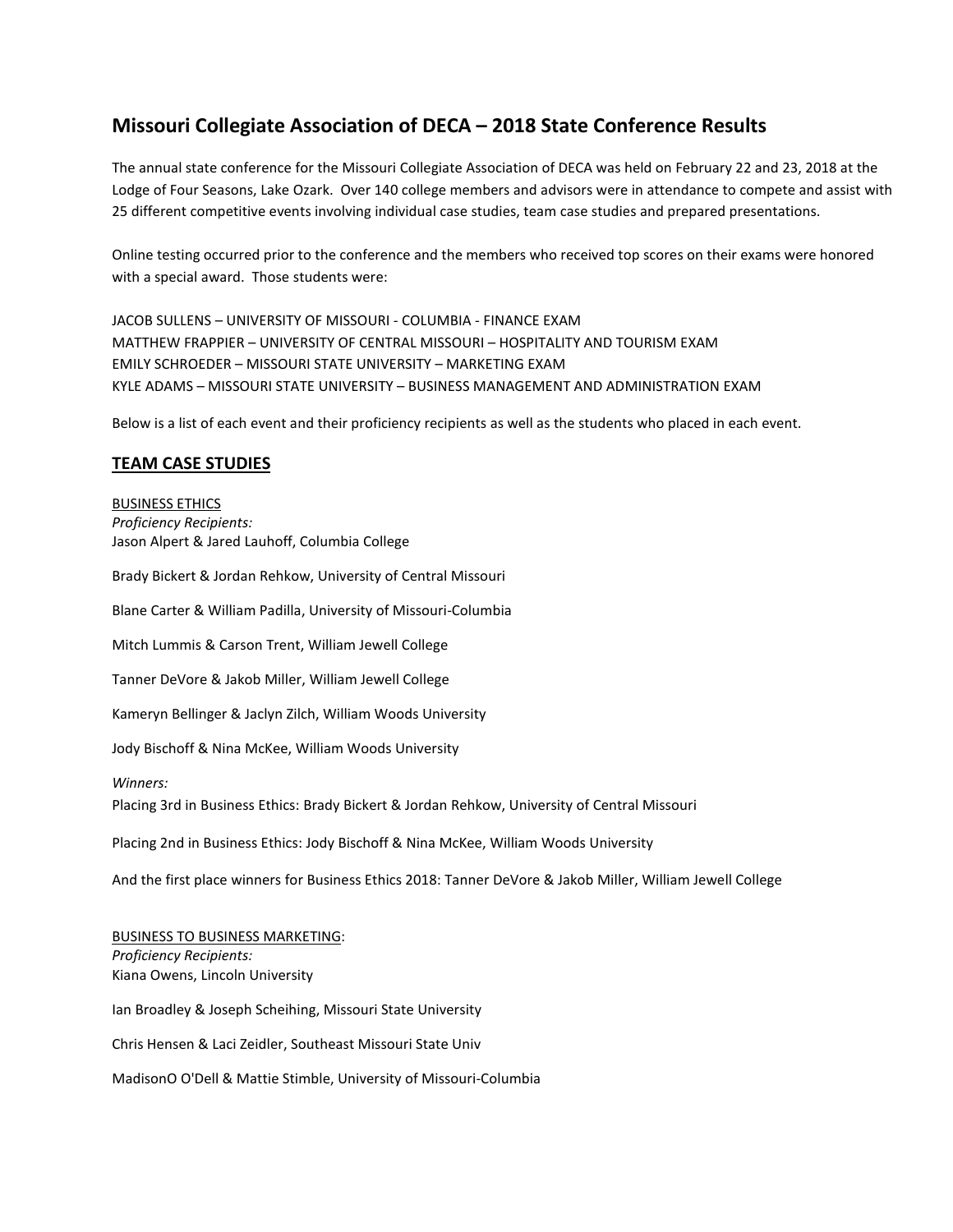# Missouri Collegiate Association of DECA – 2018 State Conference Results

The annual state conference for the Missouri Collegiate Association of DECA was held on February 22 and 23, 2018 at the Lodge of Four Seasons, Lake Ozark. Over 140 college members and advisors were in attendance to compete and assist with 25 different competitive events involving individual case studies, team case studies and prepared presentations.

Online testing occurred prior to the conference and the members who received top scores on their exams were honored with a special award. Those students were:

JACOB SULLENS – UNIVERSITY OF MISSOURI - COLUMBIA - FINANCE EXAM
MATTHEW FRAPPIER – UNIVERSITY OF CENTRAL MISSOURI – HOSPITALITY AND TOURISM EXAM
EMILY SCHROEDER – MISSOURI STATE UNIVERSITY – MARKETING EXAM
KYLE ADAMS – MISSOURI STATE UNIVERSITY – BUSINESS MANAGEMENT AND ADMINISTRATION EXAM

Below is a list of each event and their proficiency recipients as well as the students who placed in each event.

## TEAM CASE STUDIES

BUSINESS ETHICS

*Proficiency Recipients:*
Jason Alpert & Jared Lauhoff, Columbia College

Brady Bickert & Jordan Rehkow, University of Central Missouri

Blane Carter & William Padilla, University of Missouri-Columbia

Mitch Lummis & Carson Trent, William Jewell College

Tanner DeVore & Jakob Miller, William Jewell College

Kameryn Bellinger & Jaclyn Zilch, William Woods University

Jody Bischoff & Nina McKee, William Woods University

*Winners:*
Placing 3rd in Business Ethics: Brady Bickert & Jordan Rehkow, University of Central Missouri

Placing 2nd in Business Ethics: Jody Bischoff & Nina McKee, William Woods University

And the first place winners for Business Ethics 2018: Tanner DeVore & Jakob Miller, William Jewell College

BUSINESS TO BUSINESS MARKETING:

*Proficiency Recipients:*
Kiana Owens, Lincoln University

Ian Broadley & Joseph Scheihing, Missouri State University

Chris Hensen & Laci Zeidler, Southeast Missouri State Univ

MadisonO O'Dell & Mattie Stimble, University of Missouri-Columbia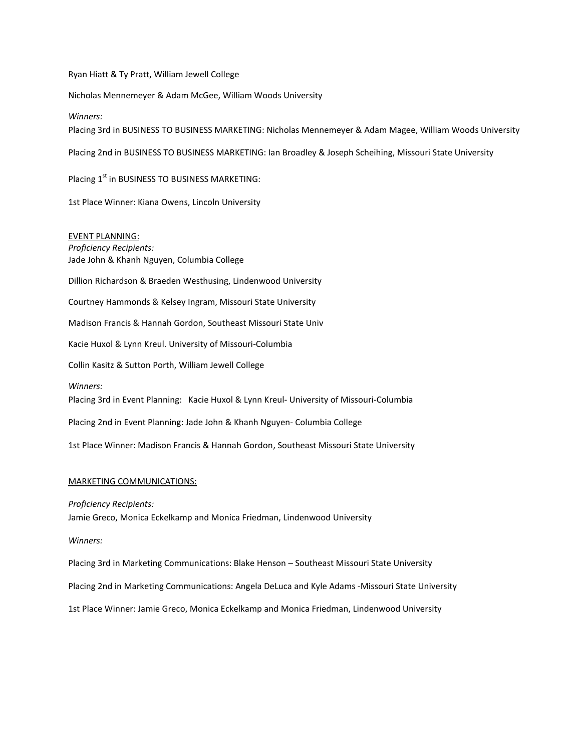Ryan Hiatt & Ty Pratt, William Jewell College

Nicholas Mennemeyer & Adam McGee, William Woods University

*Winners:*

Placing 3rd in BUSINESS TO BUSINESS MARKETING: Nicholas Mennemeyer & Adam Magee, William Woods University

Placing 2nd in BUSINESS TO BUSINESS MARKETING: Ian Broadley & Joseph Scheihing, Missouri State University

Placing 1st in BUSINESS TO BUSINESS MARKETING:

1st Place Winner: Kiana Owens, Lincoln University

EVENT PLANNING:

*Proficiency Recipients:*

Jade John & Khanh Nguyen, Columbia College

Dillion Richardson & Braeden Westhusing, Lindenwood University

Courtney Hammonds & Kelsey Ingram, Missouri State University

Madison Francis & Hannah Gordon, Southeast Missouri State Univ

Kacie Huxol & Lynn Kreul. University of Missouri-Columbia

Collin Kasitz & Sutton Porth, William Jewell College

*Winners:*

Placing 3rd in Event Planning: Kacie Huxol & Lynn Kreul- University of Missouri-Columbia

Placing 2nd in Event Planning: Jade John & Khanh Nguyen- Columbia College

1st Place Winner: Madison Francis & Hannah Gordon, Southeast Missouri State University

MARKETING COMMUNICATIONS:

*Proficiency Recipients:*

Jamie Greco, Monica Eckelkamp and Monica Friedman, Lindenwood University

*Winners:*

Placing 3rd in Marketing Communications: Blake Henson – Southeast Missouri State University

Placing 2nd in Marketing Communications: Angela DeLuca and Kyle Adams -Missouri State University

1st Place Winner: Jamie Greco, Monica Eckelkamp and Monica Friedman, Lindenwood University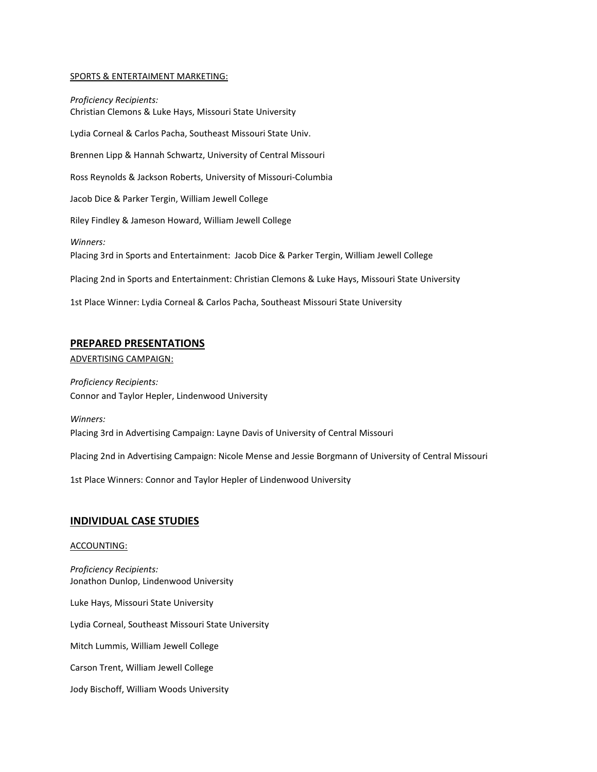SPORTS & ENTERTAIMENT MARKETING:

*Proficiency Recipients:*
Christian Clemons & Luke Hays, Missouri State University

Lydia Corneal & Carlos Pacha, Southeast Missouri State Univ.

Brennen Lipp & Hannah Schwartz, University of Central Missouri

Ross Reynolds & Jackson Roberts, University of Missouri-Columbia

Jacob Dice & Parker Tergin, William Jewell College

Riley Findley & Jameson Howard, William Jewell College

*Winners:*
Placing 3rd in Sports and Entertainment: Jacob Dice & Parker Tergin, William Jewell College

Placing 2nd in Sports and Entertainment: Christian Clemons & Luke Hays, Missouri State University

1st Place Winner: Lydia Corneal & Carlos Pacha, Southeast Missouri State University

## PREPARED PRESENTATIONS

ADVERTISING CAMPAIGN:

*Proficiency Recipients:*
Connor and Taylor Hepler, Lindenwood University

*Winners:*
Placing 3rd in Advertising Campaign: Layne Davis of University of Central Missouri

Placing 2nd in Advertising Campaign: Nicole Mense and Jessie Borgmann of University of Central Missouri

1st Place Winners: Connor and Taylor Hepler of Lindenwood University

## INDIVIDUAL CASE STUDIES

ACCOUNTING:

*Proficiency Recipients:*
Jonathon Dunlop, Lindenwood University

Luke Hays, Missouri State University

Lydia Corneal, Southeast Missouri State University

Mitch Lummis, William Jewell College

Carson Trent, William Jewell College

Jody Bischoff, William Woods University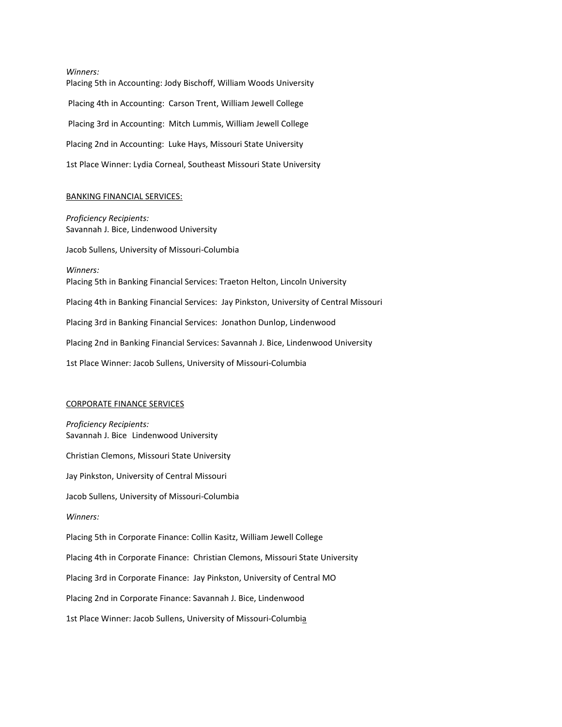*Winners:*

Placing 5th in Accounting: Jody Bischoff, William Woods University

Placing 4th in Accounting: Carson Trent, William Jewell College

Placing 3rd in Accounting: Mitch Lummis, William Jewell College

Placing 2nd in Accounting: Luke Hays, Missouri State University

1st Place Winner: Lydia Corneal, Southeast Missouri State University

<u>BANKING FINANCIAL SERVICES:</u>

*Proficiency Recipients:*

Savannah J. Bice, Lindenwood University

Jacob Sullens, University of Missouri-Columbia

*Winners:*

Placing 5th in Banking Financial Services: Traeton Helton, Lincoln University

Placing 4th in Banking Financial Services: Jay Pinkston, University of Central Missouri

Placing 3rd in Banking Financial Services: Jonathon Dunlop, Lindenwood

Placing 2nd in Banking Financial Services: Savannah J. Bice, Lindenwood University

1st Place Winner: Jacob Sullens, University of Missouri-Columbia

<u>CORPORATE FINANCE SERVICES</u>

*Proficiency Recipients:*

Savannah J. Bice Lindenwood University

Christian Clemons, Missouri State University

Jay Pinkston, University of Central Missouri

Jacob Sullens, University of Missouri-Columbia

*Winners:*

Placing 5th in Corporate Finance: Collin Kasitz, William Jewell College

Placing 4th in Corporate Finance: Christian Clemons, Missouri State University

Placing 3rd in Corporate Finance: Jay Pinkston, University of Central MO

Placing 2nd in Corporate Finance: Savannah J. Bice, Lindenwood

1st Place Winner: Jacob Sullens, University of Missouri-Columbia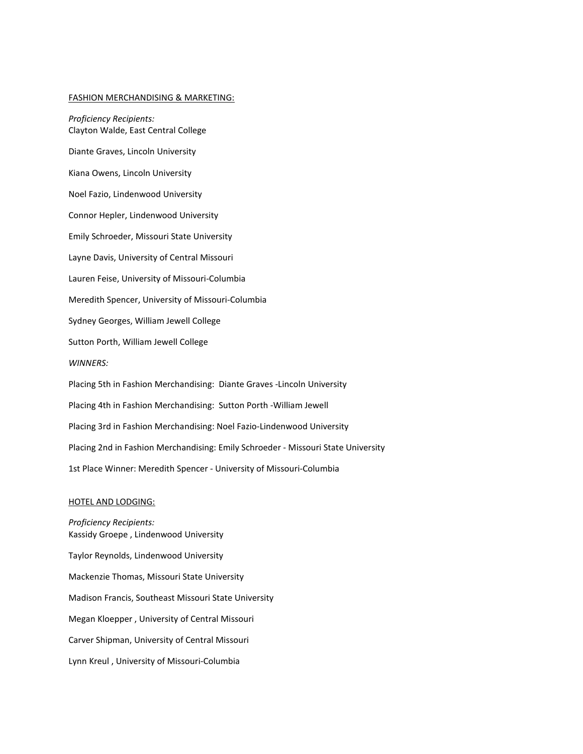## FASHION MERCHANDISING & MARKETING:

*Proficiency Recipients:*
Clayton Walde, East Central College

Diante Graves, Lincoln University

Kiana Owens, Lincoln University

Noel Fazio, Lindenwood University

Connor Hepler, Lindenwood University

Emily Schroeder, Missouri State University

Layne Davis, University of Central Missouri

Lauren Feise, University of Missouri-Columbia

Meredith Spencer, University of Missouri-Columbia

Sydney Georges, William Jewell College

Sutton Porth, William Jewell College

*WINNERS:*

Placing 5th in Fashion Merchandising: Diante Graves -Lincoln University

Placing 4th in Fashion Merchandising: Sutton Porth -William Jewell

Placing 3rd in Fashion Merchandising: Noel Fazio-Lindenwood University

Placing 2nd in Fashion Merchandising: Emily Schroeder - Missouri State University

1st Place Winner: Meredith Spencer - University of Missouri-Columbia

## HOTEL AND LODGING:

*Proficiency Recipients:*
Kassidy Groepe , Lindenwood University

Taylor Reynolds, Lindenwood University

Mackenzie Thomas, Missouri State University

Madison Francis, Southeast Missouri State University

Megan Kloepper , University of Central Missouri

Carver Shipman, University of Central Missouri

Lynn Kreul , University of Missouri-Columbia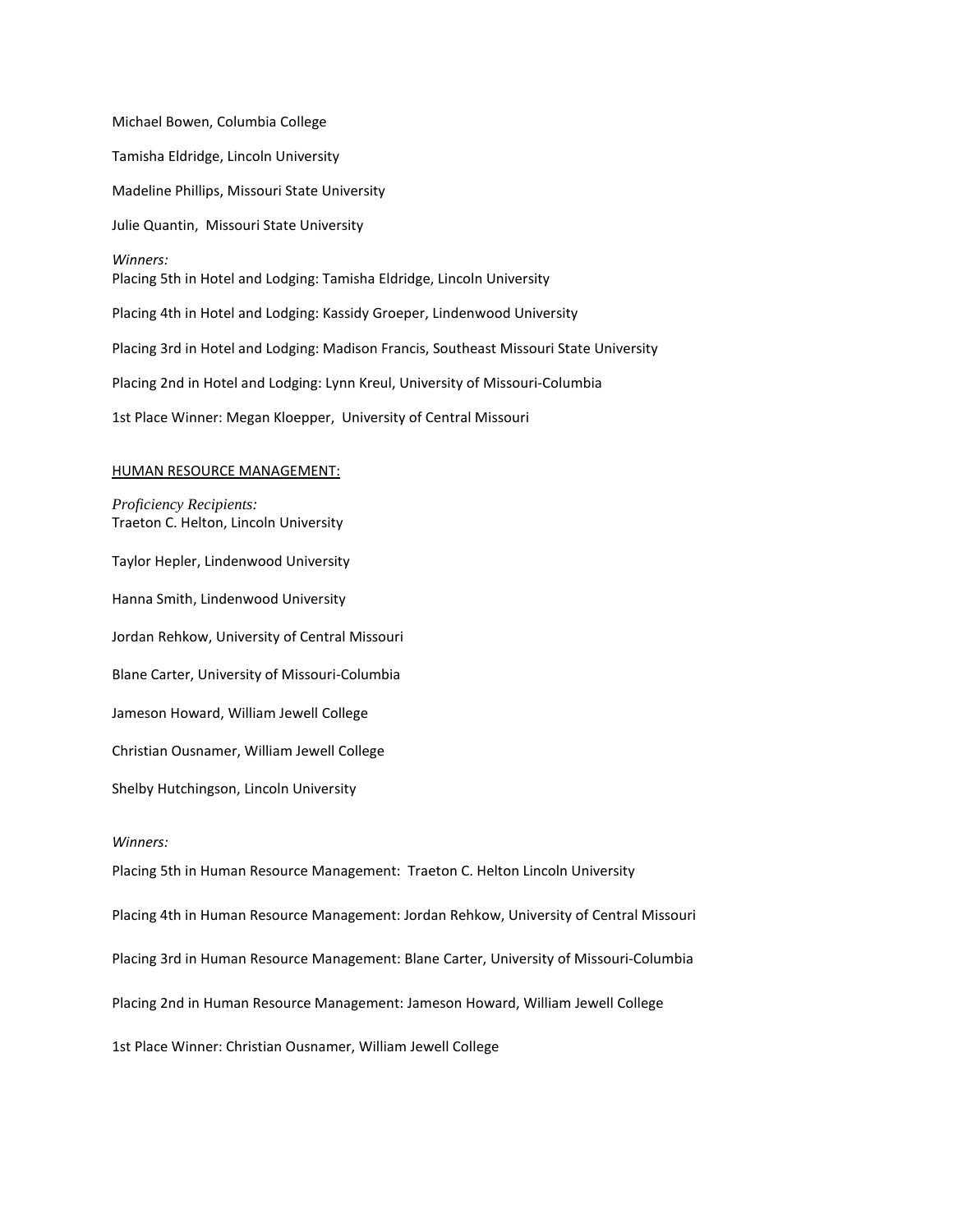Michael Bowen, Columbia College

Tamisha Eldridge, Lincoln University

Madeline Phillips, Missouri State University

Julie Quantin, Missouri State University

*Winners:*
Placing 5th in Hotel and Lodging: Tamisha Eldridge, Lincoln University

Placing 4th in Hotel and Lodging: Kassidy Groeper, Lindenwood University

Placing 3rd in Hotel and Lodging: Madison Francis, Southeast Missouri State University

Placing 2nd in Hotel and Lodging: Lynn Kreul, University of Missouri-Columbia

1st Place Winner: Megan Kloepper, University of Central Missouri

<u>HUMAN RESOURCE MANAGEMENT:</u>

*Proficiency Recipients:*
Traeton C. Helton, Lincoln University

Taylor Hepler, Lindenwood University

Hanna Smith, Lindenwood University

Jordan Rehkow, University of Central Missouri

Blane Carter, University of Missouri-Columbia

Jameson Howard, William Jewell College

Christian Ousnamer, William Jewell College

Shelby Hutchingson, Lincoln University

*Winners:*

Placing 5th in Human Resource Management: Traeton C. Helton Lincoln University

Placing 4th in Human Resource Management: Jordan Rehkow, University of Central Missouri

Placing 3rd in Human Resource Management: Blane Carter, University of Missouri-Columbia

Placing 2nd in Human Resource Management: Jameson Howard, William Jewell College

1st Place Winner: Christian Ousnamer, William Jewell College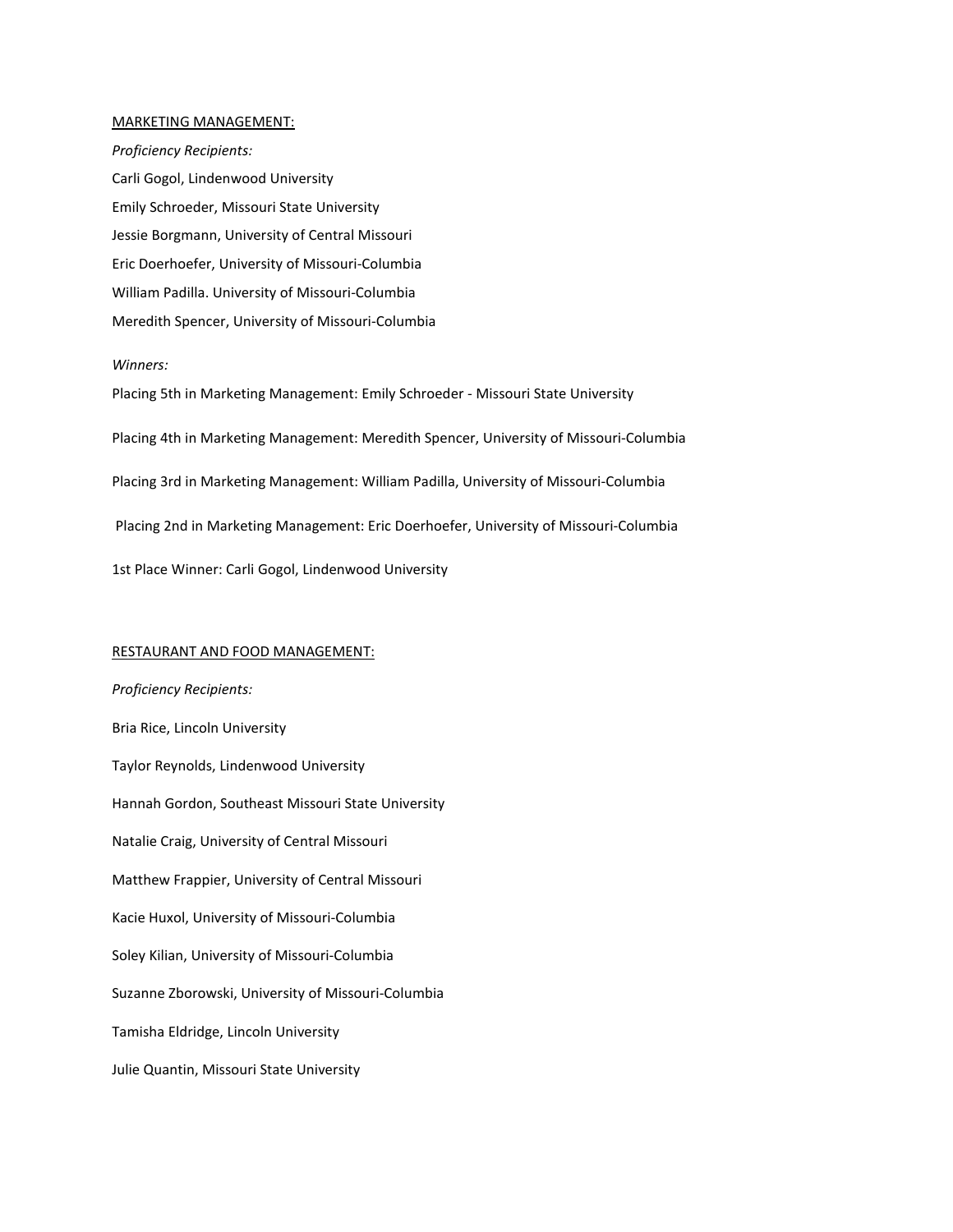<u>MARKETING MANAGEMENT:</u>

*Proficiency Recipients:*

Carli Gogol, Lindenwood University

Emily Schroeder, Missouri State University

Jessie Borgmann, University of Central Missouri

Eric Doerhoefer, University of Missouri-Columbia

William Padilla. University of Missouri-Columbia

Meredith Spencer, University of Missouri-Columbia

*Winners:*

Placing 5th in Marketing Management: Emily Schroeder - Missouri State University

Placing 4th in Marketing Management: Meredith Spencer, University of Missouri-Columbia

Placing 3rd in Marketing Management: William Padilla, University of Missouri-Columbia

Placing 2nd in Marketing Management: Eric Doerhoefer, University of Missouri-Columbia

1st Place Winner: Carli Gogol, Lindenwood University

<u>RESTAURANT AND FOOD MANAGEMENT:</u>

*Proficiency Recipients:*

Bria Rice, Lincoln University

Taylor Reynolds, Lindenwood University

Hannah Gordon, Southeast Missouri State University

Natalie Craig, University of Central Missouri

Matthew Frappier, University of Central Missouri

Kacie Huxol, University of Missouri-Columbia

Soley Kilian, University of Missouri-Columbia

Suzanne Zborowski, University of Missouri-Columbia

Tamisha Eldridge, Lincoln University

Julie Quantin, Missouri State University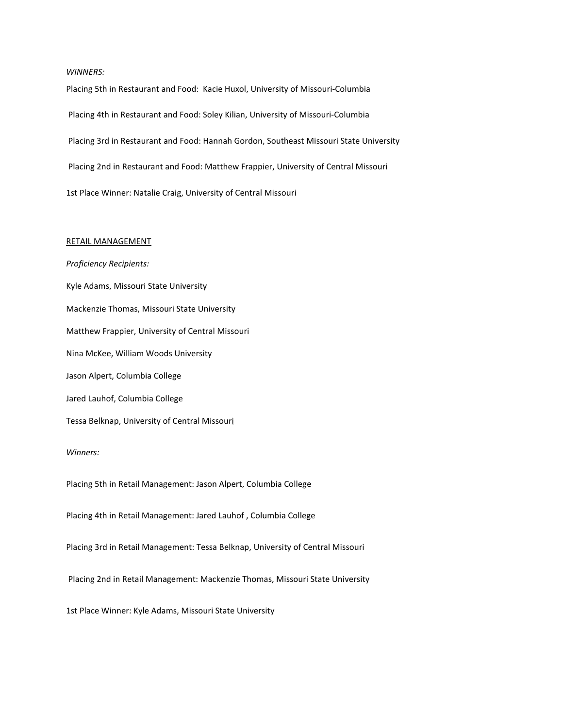*WINNERS:*

Placing 5th in Restaurant and Food: Kacie Huxol, University of Missouri-Columbia

Placing 4th in Restaurant and Food: Soley Kilian, University of Missouri-Columbia

Placing 3rd in Restaurant and Food: Hannah Gordon, Southeast Missouri State University

Placing 2nd in Restaurant and Food: Matthew Frappier, University of Central Missouri

1st Place Winner: Natalie Craig, University of Central Missouri

<u>RETAIL MANAGEMENT</u>

*Proficiency Recipients:*

Kyle Adams, Missouri State University

Mackenzie Thomas, Missouri State University

Matthew Frappier, University of Central Missouri

Nina McKee, William Woods University

Jason Alpert, Columbia College

Jared Lauhof, Columbia College

Tessa Belknap, University of Central Missouri

*Winners:*

Placing 5th in Retail Management: Jason Alpert, Columbia College

Placing 4th in Retail Management: Jared Lauhof , Columbia College

Placing 3rd in Retail Management: Tessa Belknap, University of Central Missouri

Placing 2nd in Retail Management: Mackenzie Thomas, Missouri State University

1st Place Winner: Kyle Adams, Missouri State University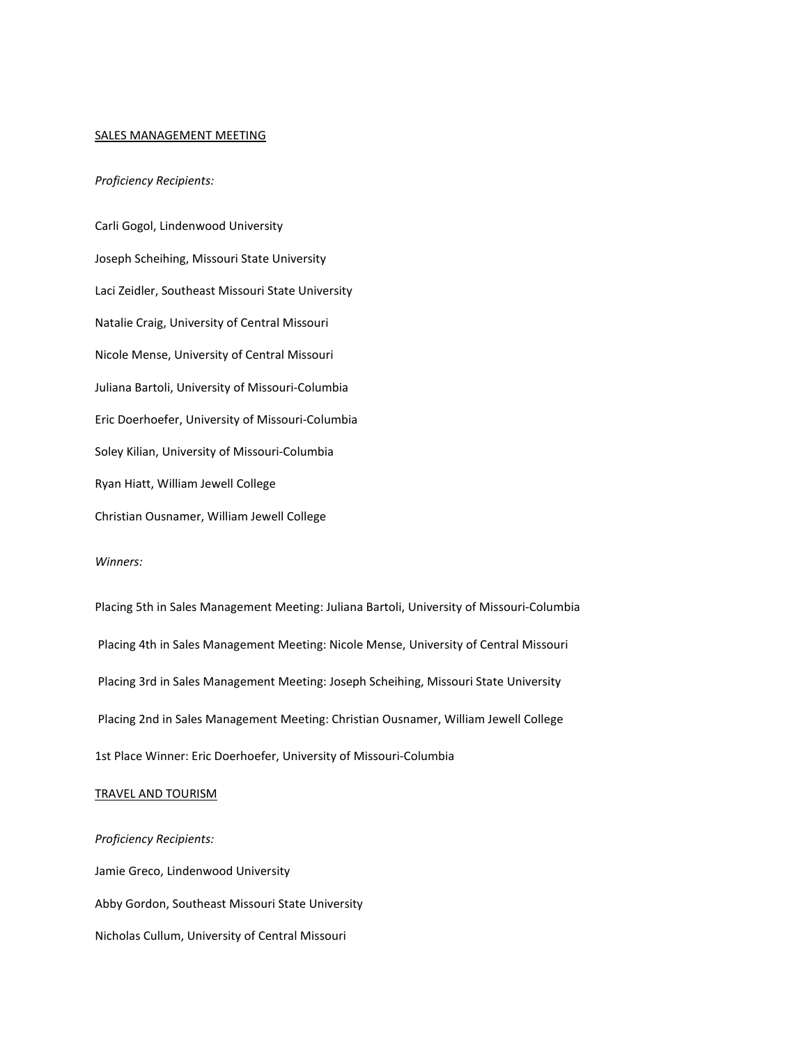SALES MANAGEMENT MEETING

*Proficiency Recipients:*

Carli Gogol, Lindenwood University

Joseph Scheihing, Missouri State University

Laci Zeidler, Southeast Missouri State University

Natalie Craig, University of Central Missouri

Nicole Mense, University of Central Missouri

Juliana Bartoli, University of Missouri-Columbia

Eric Doerhoefer, University of Missouri-Columbia

Soley Kilian, University of Missouri-Columbia

Ryan Hiatt, William Jewell College

Christian Ousnamer, William Jewell College

*Winners:*

Placing 5th in Sales Management Meeting: Juliana Bartoli, University of Missouri-Columbia

Placing 4th in Sales Management Meeting: Nicole Mense, University of Central Missouri

Placing 3rd in Sales Management Meeting: Joseph Scheihing, Missouri State University

Placing 2nd in Sales Management Meeting: Christian Ousnamer, William Jewell College

1st Place Winner: Eric Doerhoefer, University of Missouri-Columbia

TRAVEL AND TOURISM

*Proficiency Recipients:*

Jamie Greco, Lindenwood University

Abby Gordon, Southeast Missouri State University

Nicholas Cullum, University of Central Missouri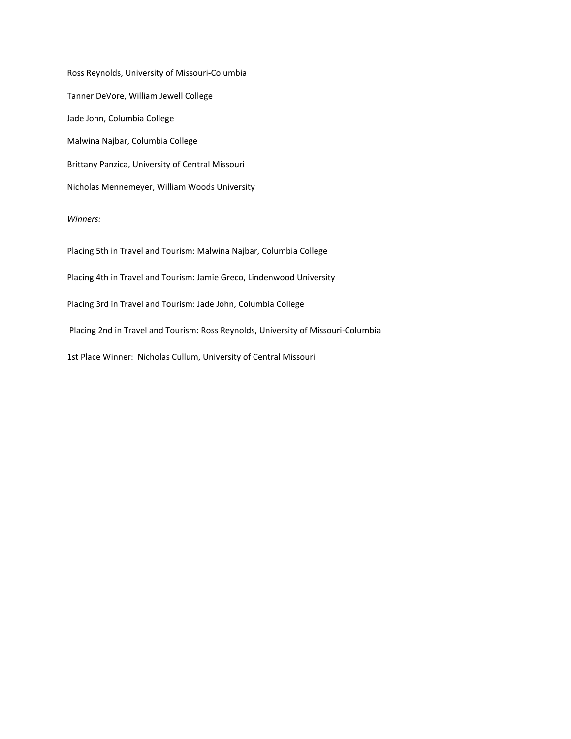Ross Reynolds, University of Missouri-Columbia

Tanner DeVore, William Jewell College

Jade John, Columbia College

Malwina Najbar, Columbia College

Brittany Panzica, University of Central Missouri

Nicholas Mennemeyer, William Woods University

*Winners:*

Placing 5th in Travel and Tourism: Malwina Najbar, Columbia College

Placing 4th in Travel and Tourism: Jamie Greco, Lindenwood University

Placing 3rd in Travel and Tourism: Jade John, Columbia College

Placing 2nd in Travel and Tourism: Ross Reynolds, University of Missouri-Columbia

1st Place Winner: Nicholas Cullum, University of Central Missouri